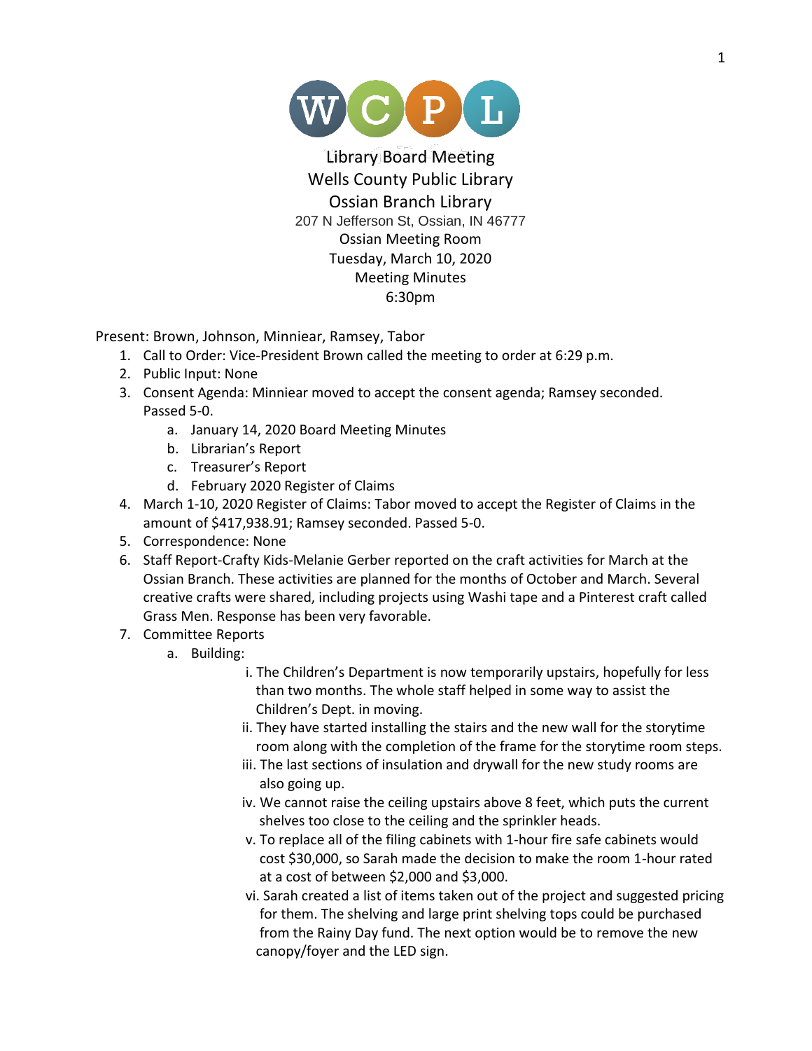Library Board Meeting
Wells County Public Library
Ossian Branch Library
207 N Jefferson St, Ossian, IN 46777
Ossian Meeting Room
Tuesday, March 10, 2020
Meeting Minutes
6:30pm

Present: Brown, Johnson, Minniear, Ramsey, Tabor

1. Call to Order: Vice-President Brown called the meeting to order at 6:29 p.m.
2. Public Input: None
3. Consent Agenda: Minniear moved to accept the consent agenda; Ramsey seconded. Passed 5-0.
   a. January 14, 2020 Board Meeting Minutes
   b. Librarian's Report
   c. Treasurer's Report
   d. February 2020 Register of Claims
4. March 1-10, 2020 Register of Claims: Tabor moved to accept the Register of Claims in the amount of $417,938.91; Ramsey seconded. Passed 5-0.
5. Correspondence: None
6. Staff Report-Crafty Kids-Melanie Gerber reported on the craft activities for March at the Ossian Branch. These activities are planned for the months of October and March. Several creative crafts were shared, including projects using Washi tape and a Pinterest craft called Grass Men. Response has been very favorable.
7. Committee Reports
   a. Building:
      i. The Children's Department is now temporarily upstairs, hopefully for less than two months. The whole staff helped in some way to assist the Children's Dept. in moving.
      ii. They have started installing the stairs and the new wall for the storytime room along with the completion of the frame for the storytime room steps.
      iii. The last sections of insulation and drywall for the new study rooms are also going up.
      iv. We cannot raise the ceiling upstairs above 8 feet, which puts the current shelves too close to the ceiling and the sprinkler heads.
      v. To replace all of the filing cabinets with 1-hour fire safe cabinets would cost $30,000, so Sarah made the decision to make the room 1-hour rated at a cost of between $2,000 and $3,000.
      vi. Sarah created a list of items taken out of the project and suggested pricing for them. The shelving and large print shelving tops could be purchased from the Rainy Day fund. The next option would be to remove the new canopy/foyer and the LED sign.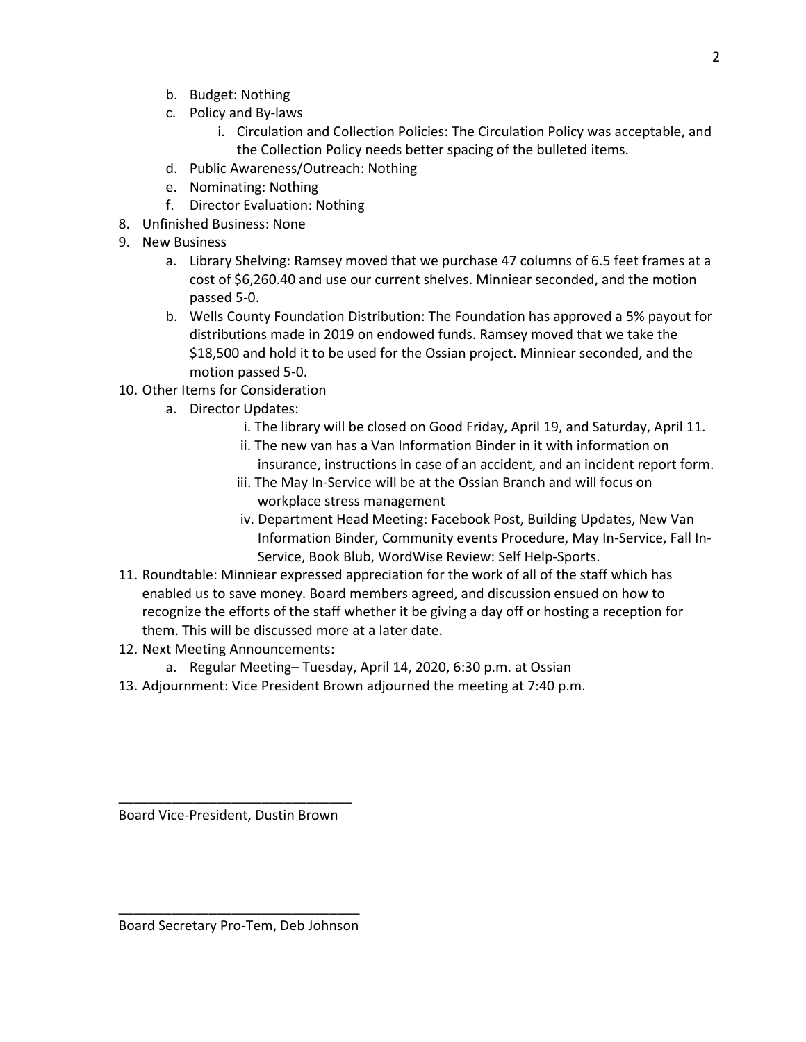b. Budget: Nothing
   c. Policy and By-laws
      i. Circulation and Collection Policies: The Circulation Policy was acceptable, and the Collection Policy needs better spacing of the bulleted items.
   d. Public Awareness/Outreach: Nothing
   e. Nominating: Nothing
   f. Director Evaluation: Nothing
8. Unfinished Business: None
9. New Business
   a. Library Shelving: Ramsey moved that we purchase 47 columns of 6.5 feet frames at a cost of $6,260.40 and use our current shelves. Minniear seconded, and the motion passed 5-0.
   b. Wells County Foundation Distribution: The Foundation has approved a 5% payout for distributions made in 2019 on endowed funds. Ramsey moved that we take the $18,500 and hold it to be used for the Ossian project. Minniear seconded, and the motion passed 5-0.
10. Other Items for Consideration
    a. Director Updates:
       i. The library will be closed on Good Friday, April 19, and Saturday, April 11.
       ii. The new van has a Van Information Binder in it with information on insurance, instructions in case of an accident, and an incident report form.
       iii. The May In-Service will be at the Ossian Branch and will focus on workplace stress management
       iv. Department Head Meeting: Facebook Post, Building Updates, New Van Information Binder, Community events Procedure, May In-Service, Fall In-Service, Book Blub, WordWise Review: Self Help-Sports.
11. Roundtable: Minniear expressed appreciation for the work of all of the staff which has enabled us to save money. Board members agreed, and discussion ensued on how to recognize the efforts of the staff whether it be giving a day off or hosting a reception for them. This will be discussed more at a later date.
12. Next Meeting Announcements:
    a. Regular Meeting– Tuesday, April 14, 2020, 6:30 p.m. at Ossian
13. Adjournment: Vice President Brown adjourned the meeting at 7:40 p.m.

_______________________________
Board Vice-President, Dustin Brown

_________________________________
Board Secretary Pro-Tem, Deb Johnson